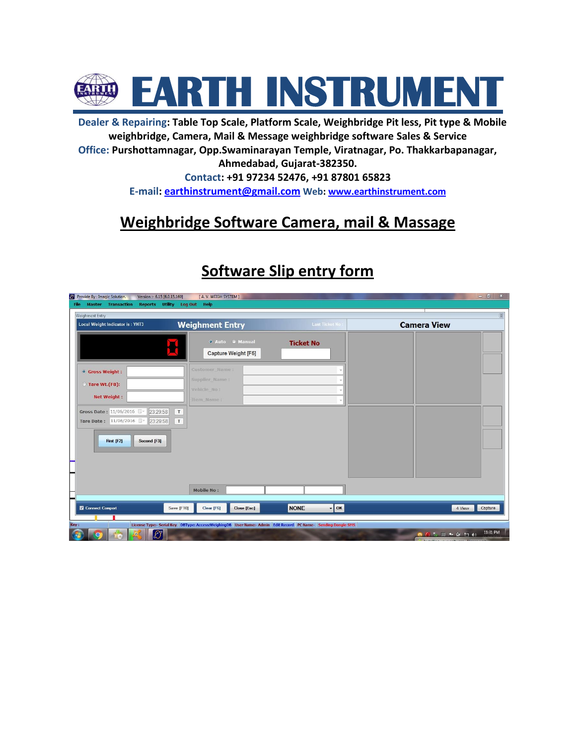# EARTH INSTRUMENT

**Dealer & Repairing: Table Top Scale, Platform Scale, Weighbridge Pit less, Pit type & Mobile weighbridge, Camera, Mail & Message weighbridge software Sales & Service**

**Office: Purshottamnagar, Opp.Swaminarayan Temple, Viratnagar, Po. Thakkarbapanagar, Ahmedabad, Gujarat-382350.**

**Contact: +91 97234 52476, +91 87801 65823**

**E-mail: earthinstrument@gmail.com Web: www.earthinstrument.com**

## Weighbridge Software Camera, mail & Massage

## Software Slip entry form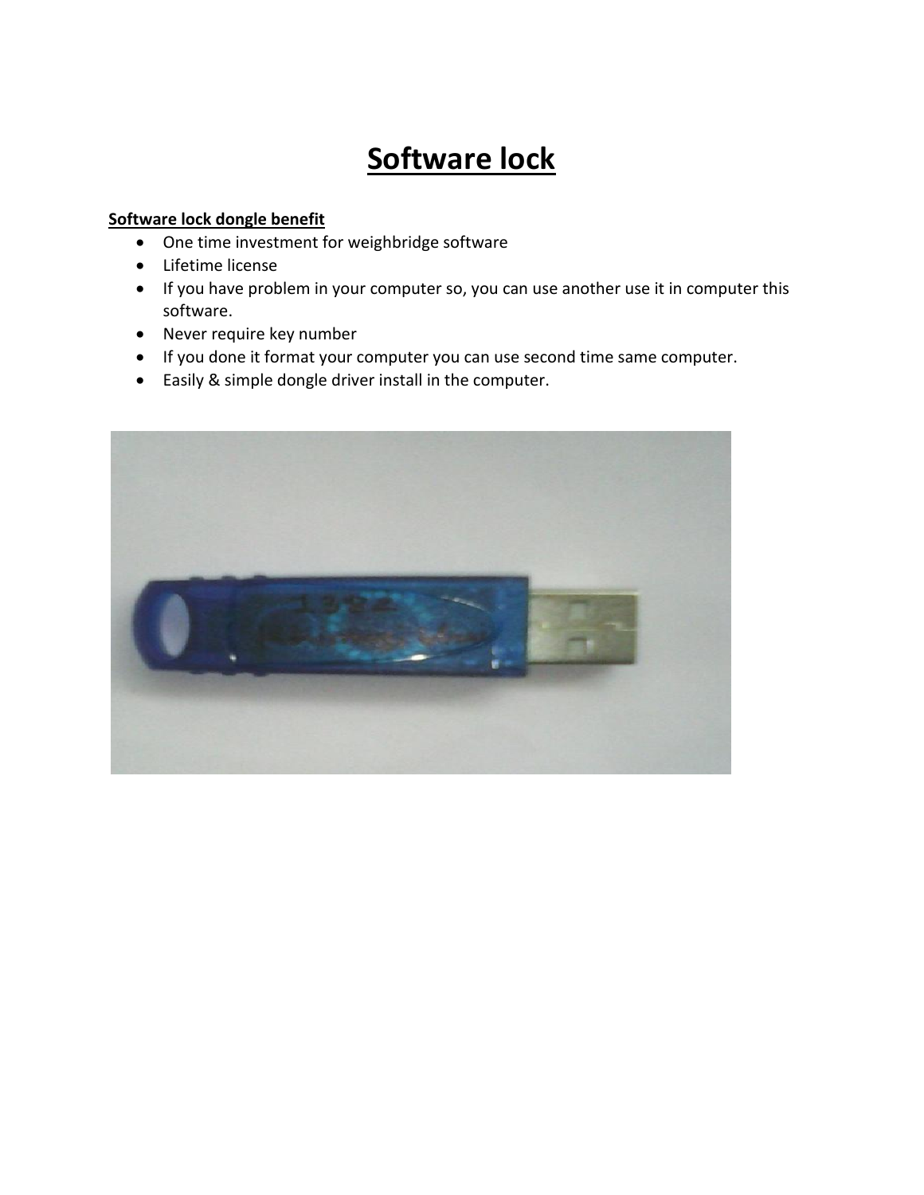# Software lock

**Software lock dongle benefit**

- One time investment for weighbridge software
- Lifetime license
- If you have problem in your computer so, you can use another use it in computer this software.
- Never require key number
- If you done it format your computer you can use second time same computer.
- Easily & simple dongle driver install in the computer.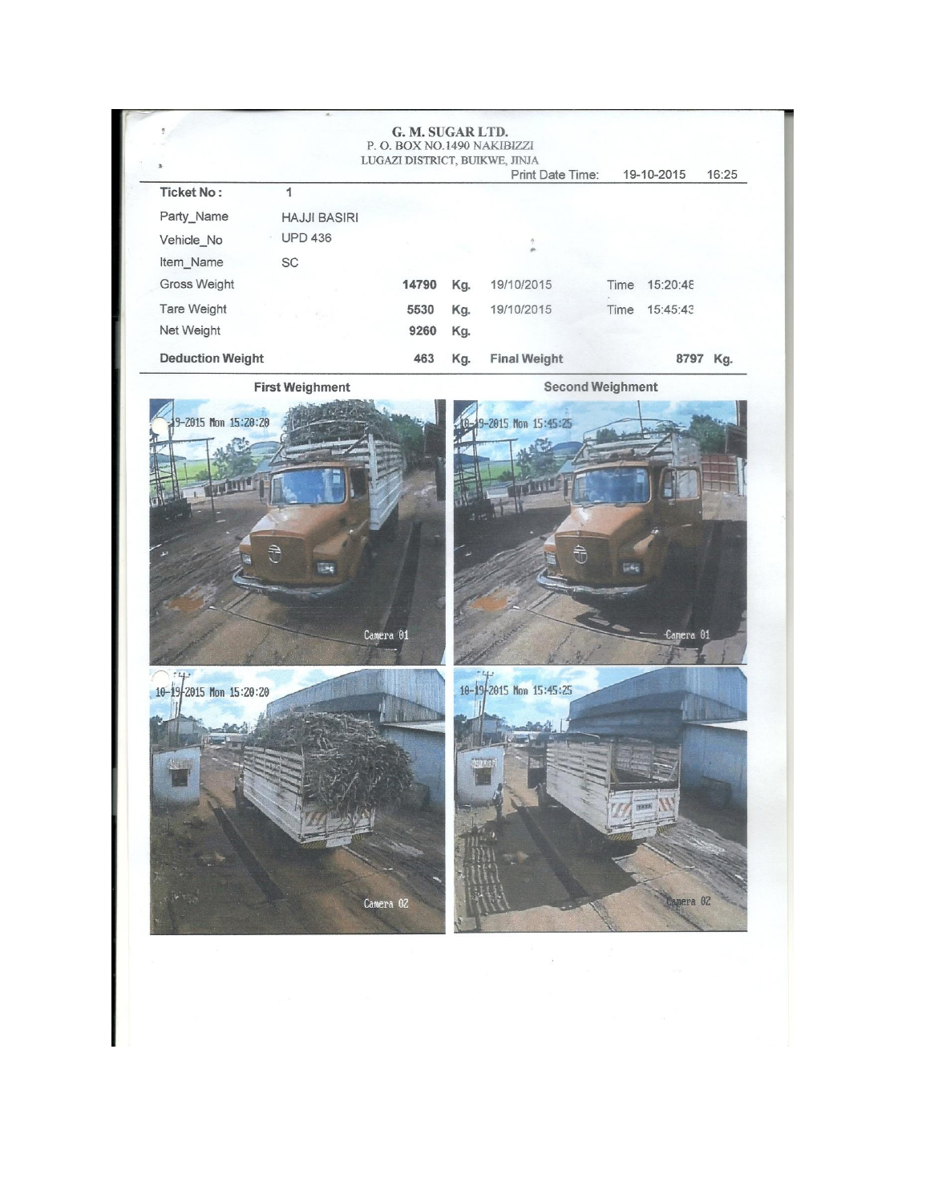**G. M. SUGAR LTD.**
P. O. BOX NO.1490 NAKIBIZZI
LUGAZI DISTRICT, BUIKWE, JINJA

Print Date Time: 19-10-2015 16:25

| | | | | | | |
|---|---|---|---|---|---|---|
| **Ticket No :** | 1 | | | | | |
| Party_Name | HAJJI BASIRI | | | | | |
| Vehicle_No | UPD 436 | | | | | |
| Item_Name | SC | | | | | |
| Gross Weight | | 14790 | Kg. | 19/10/2015 | Time | 15:20:48 |
| Tare Weight | | 5530 | Kg. | 19/10/2015 | Time | 15:45:43 |
| Net Weight | | 9260 | Kg. | | | |
| **Deduction Weight** | | 463 | Kg. | **Final Weight** | | 8797 Kg. |

**First Weighment** | **Second Weighment**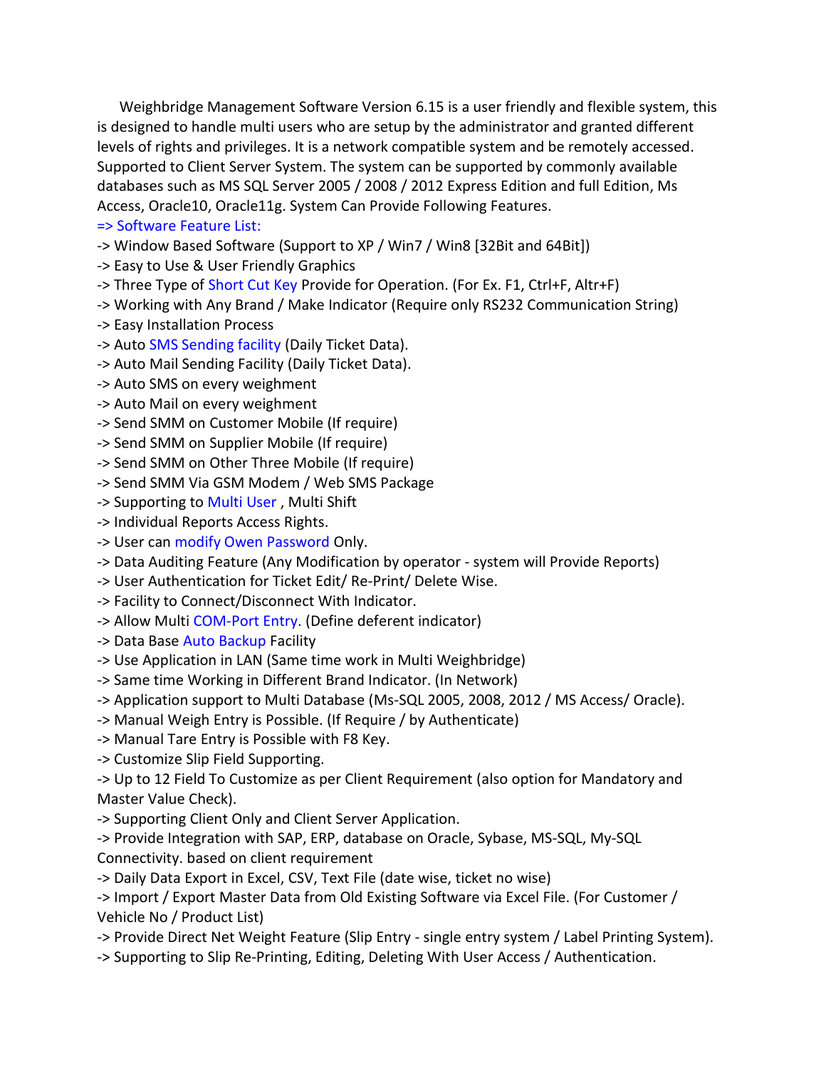Weighbridge Management Software Version 6.15 is a user friendly and flexible system, this is designed to handle multi users who are setup by the administrator and granted different levels of rights and privileges. It is a network compatible system and be remotely accessed. Supported to Client Server System. The system can be supported by commonly available databases such as MS SQL Server 2005 / 2008 / 2012 Express Edition and full Edition, Ms Access, Oracle10, Oracle11g. System Can Provide Following Features.

=> Software Feature List:

-> Window Based Software (Support to XP / Win7 / Win8 [32Bit and 64Bit])
-> Easy to Use & User Friendly Graphics
-> Three Type of Short Cut Key Provide for Operation. (For Ex. F1, Ctrl+F, Altr+F)
-> Working with Any Brand / Make Indicator (Require only RS232 Communication String)
-> Easy Installation Process
-> Auto SMS Sending facility (Daily Ticket Data).
-> Auto Mail Sending Facility (Daily Ticket Data).
-> Auto SMS on every weighment
-> Auto Mail on every weighment
-> Send SMM on Customer Mobile (If require)
-> Send SMM on Supplier Mobile (If require)
-> Send SMM on Other Three Mobile (If require)
-> Send SMM Via GSM Modem / Web SMS Package
-> Supporting to Multi User , Multi Shift
-> Individual Reports Access Rights.
-> User can modify Owen Password Only.
-> Data Auditing Feature (Any Modification by operator - system will Provide Reports)
-> User Authentication for Ticket Edit/ Re-Print/ Delete Wise.
-> Facility to Connect/Disconnect With Indicator.
-> Allow Multi COM-Port Entry. (Define deferent indicator)
-> Data Base Auto Backup Facility
-> Use Application in LAN (Same time work in Multi Weighbridge)
-> Same time Working in Different Brand Indicator. (In Network)
-> Application support to Multi Database (Ms-SQL 2005, 2008, 2012 / MS Access/ Oracle).
-> Manual Weigh Entry is Possible. (If Require / by Authenticate)
-> Manual Tare Entry is Possible with F8 Key.
-> Customize Slip Field Supporting.
-> Up to 12 Field To Customize as per Client Requirement (also option for Mandatory and Master Value Check).
-> Supporting Client Only and Client Server Application.
-> Provide Integration with SAP, ERP, database on Oracle, Sybase, MS-SQL, My-SQL Connectivity. based on client requirement
-> Daily Data Export in Excel, CSV, Text File (date wise, ticket no wise)
-> Import / Export Master Data from Old Existing Software via Excel File. (For Customer / Vehicle No / Product List)
-> Provide Direct Net Weight Feature (Slip Entry - single entry system / Label Printing System).
-> Supporting to Slip Re-Printing, Editing, Deleting With User Access / Authentication.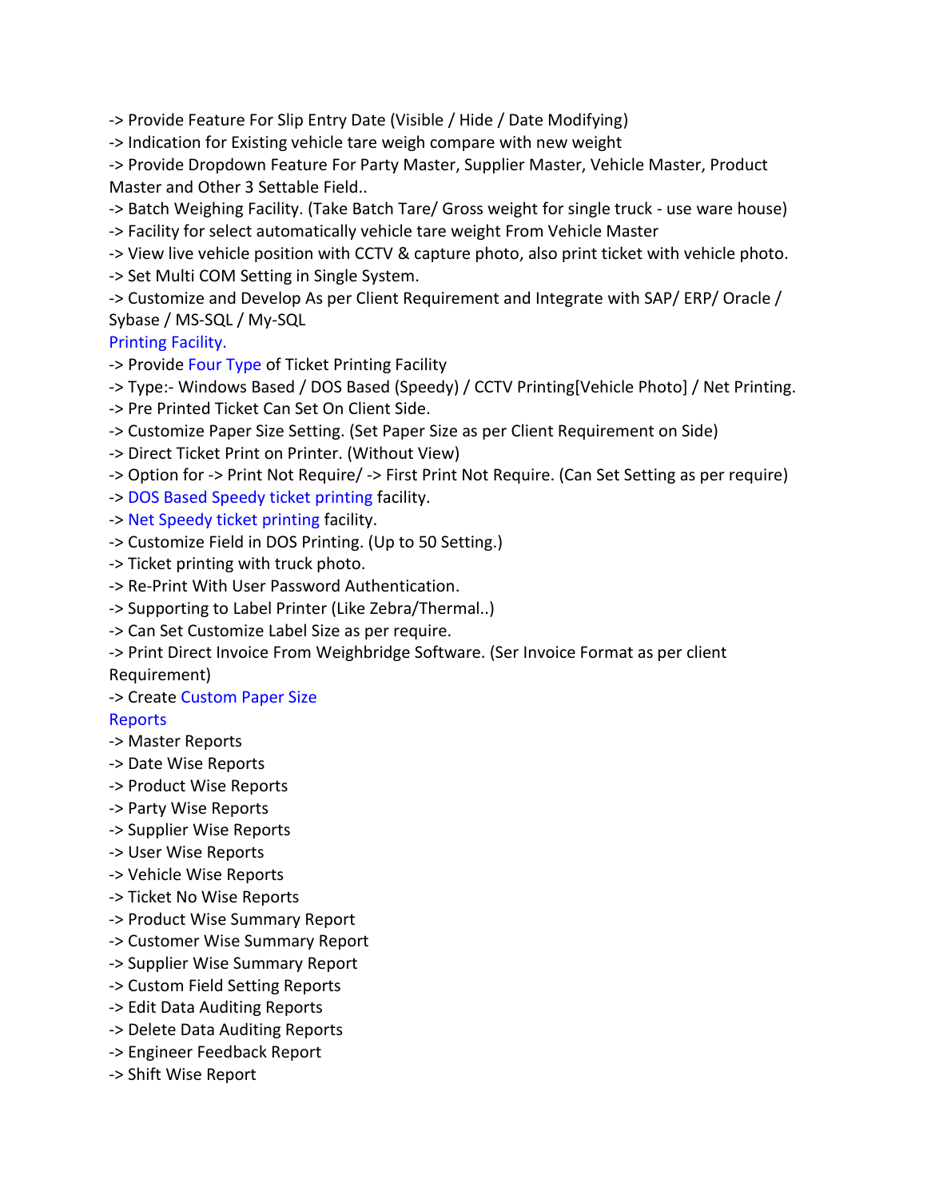-> Provide Feature For Slip Entry Date (Visible / Hide / Date Modifying)
-> Indication for Existing vehicle tare weigh compare with new weight
-> Provide Dropdown Feature For Party Master, Supplier Master, Vehicle Master, Product Master and Other 3 Settable Field..
-> Batch Weighing Facility. (Take Batch Tare/ Gross weight for single truck - use ware house)
-> Facility for select automatically vehicle tare weight From Vehicle Master
-> View live vehicle position with CCTV & capture photo, also print ticket with vehicle photo.
-> Set Multi COM Setting in Single System.
-> Customize and Develop As per Client Requirement and Integrate with SAP/ ERP/ Oracle / Sybase / MS-SQL / My-SQL

## Printing Facility.

-> Provide Four Type of Ticket Printing Facility
-> Type:- Windows Based / DOS Based (Speedy) / CCTV Printing[Vehicle Photo] / Net Printing.
-> Pre Printed Ticket Can Set On Client Side.
-> Customize Paper Size Setting. (Set Paper Size as per Client Requirement on Side)
-> Direct Ticket Print on Printer. (Without View)
-> Option for -> Print Not Require/ -> First Print Not Require. (Can Set Setting as per require)
-> DOS Based Speedy ticket printing facility.
-> Net Speedy ticket printing facility.
-> Customize Field in DOS Printing. (Up to 50 Setting.)
-> Ticket printing with truck photo.
-> Re-Print With User Password Authentication.
-> Supporting to Label Printer (Like Zebra/Thermal..)
-> Can Set Customize Label Size as per require.
-> Print Direct Invoice From Weighbridge Software. (Ser Invoice Format as per client Requirement)
-> Create Custom Paper Size

## Reports

-> Master Reports
-> Date Wise Reports
-> Product Wise Reports
-> Party Wise Reports
-> Supplier Wise Reports
-> User Wise Reports
-> Vehicle Wise Reports
-> Ticket No Wise Reports
-> Product Wise Summary Report
-> Customer Wise Summary Report
-> Supplier Wise Summary Report
-> Custom Field Setting Reports
-> Edit Data Auditing Reports
-> Delete Data Auditing Reports
-> Engineer Feedback Report
-> Shift Wise Report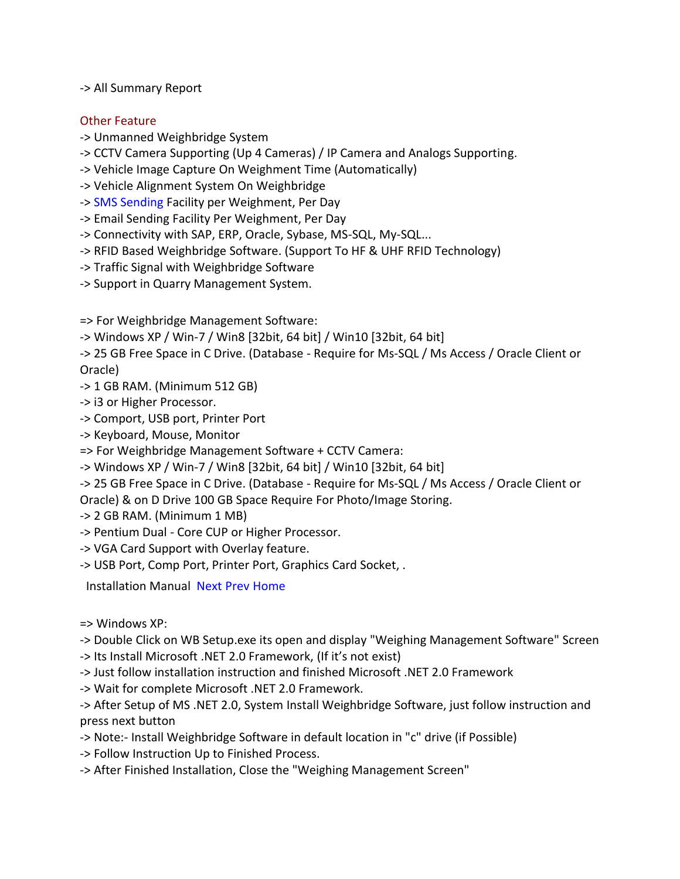-> All Summary Report

Other Feature

-> Unmanned Weighbridge System
-> CCTV Camera Supporting (Up 4 Cameras) / IP Camera and Analogs Supporting.
-> Vehicle Image Capture On Weighment Time (Automatically)
-> Vehicle Alignment System On Weighbridge
-> SMS Sending Facility per Weighment, Per Day
-> Email Sending Facility Per Weighment, Per Day
-> Connectivity with SAP, ERP, Oracle, Sybase, MS-SQL, My-SQL...
-> RFID Based Weighbridge Software. (Support To HF & UHF RFID Technology)
-> Traffic Signal with Weighbridge Software
-> Support in Quarry Management System.

=> For Weighbridge Management Software:
-> Windows XP / Win-7 / Win8 [32bit, 64 bit] / Win10 [32bit, 64 bit]
-> 25 GB Free Space in C Drive. (Database - Require for Ms-SQL / Ms Access / Oracle Client or Oracle)
-> 1 GB RAM. (Minimum 512 GB)
-> i3 or Higher Processor.
-> Comport, USB port, Printer Port
-> Keyboard, Mouse, Monitor
=> For Weighbridge Management Software + CCTV Camera:
-> Windows XP / Win-7 / Win8 [32bit, 64 bit] / Win10 [32bit, 64 bit]
-> 25 GB Free Space in C Drive. (Database - Require for Ms-SQL / Ms Access / Oracle Client or Oracle) & on D Drive 100 GB Space Require For Photo/Image Storing.
-> 2 GB RAM. (Minimum 1 MB)
-> Pentium Dual - Core CUP or Higher Processor.
-> VGA Card Support with Overlay feature.
-> USB Port, Comp Port, Printer Port, Graphics Card Socket, .

Installation Manual Next Prev Home

=> Windows XP:
-> Double Click on WB Setup.exe its open and display "Weighing Management Software" Screen
-> Its Install Microsoft .NET 2.0 Framework, (If it's not exist)
-> Just follow installation instruction and finished Microsoft .NET 2.0 Framework
-> Wait for complete Microsoft .NET 2.0 Framework.
-> After Setup of MS .NET 2.0, System Install Weighbridge Software, just follow instruction and press next button
-> Note:- Install Weighbridge Software in default location in "c" drive (if Possible)
-> Follow Instruction Up to Finished Process.
-> After Finished Installation, Close the "Weighing Management Screen"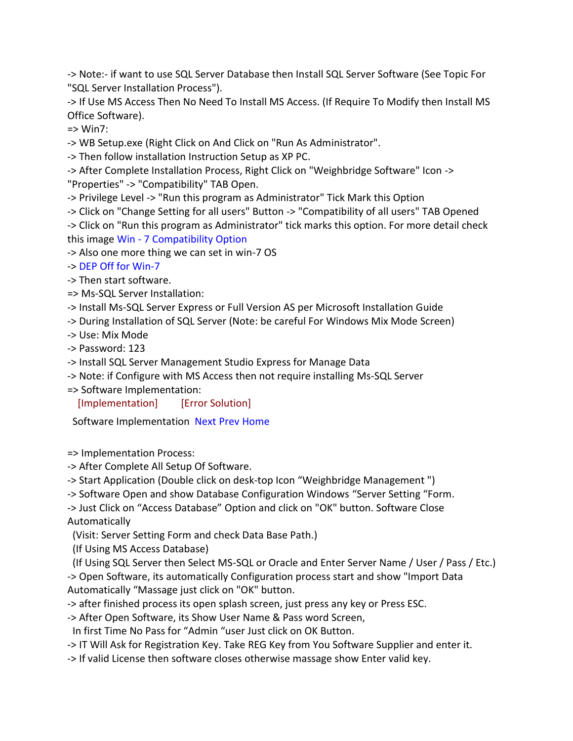-> Note:- if want to use SQL Server Database then Install SQL Server Software (See Topic For "SQL Server Installation Process").

-> If Use MS Access Then No Need To Install MS Access. (If Require To Modify then Install MS Office Software).

=> Win7:

-> WB Setup.exe (Right Click on And Click on "Run As Administrator".

-> Then follow installation Instruction Setup as XP PC.

-> After Complete Installation Process, Right Click on "Weighbridge Software" Icon -> "Properties" -> "Compatibility" TAB Open.

-> Privilege Level -> "Run this program as Administrator" Tick Mark this Option

-> Click on "Change Setting for all users" Button -> "Compatibility of all users" TAB Opened

-> Click on "Run this program as Administrator" tick marks this option. For more detail check this image Win - 7 Compatibility Option

-> Also one more thing we can set in win-7 OS

-> DEP Off for Win-7

-> Then start software.

=> Ms-SQL Server Installation:

-> Install Ms-SQL Server Express or Full Version AS per Microsoft Installation Guide

-> During Installation of SQL Server (Note: be careful For Windows Mix Mode Screen)

-> Use: Mix Mode

-> Password: 123

-> Install SQL Server Management Studio Express for Manage Data

-> Note: if Configure with MS Access then not require installing Ms-SQL Server

=> Software Implementation:

[Implementation] [Error Solution]

Software Implementation Next Prev Home

=> Implementation Process:

-> After Complete All Setup Of Software.

-> Start Application (Double click on desk-top Icon "Weighbridge Management ")

-> Software Open and show Database Configuration Windows "Server Setting "Form.

-> Just Click on "Access Database" Option and click on "OK" button. Software Close Automatically

(Visit: Server Setting Form and check Data Base Path.)

(If Using MS Access Database)

(If Using SQL Server then Select MS-SQL or Oracle and Enter Server Name / User / Pass / Etc.)

-> Open Software, its automatically Configuration process start and show "Import Data Automatically "Massage just click on "OK" button.

-> after finished process its open splash screen, just press any key or Press ESC.

-> After Open Software, its Show User Name & Pass word Screen,

In first Time No Pass for "Admin "user Just click on OK Button.

-> IT Will Ask for Registration Key. Take REG Key from You Software Supplier and enter it.

-> If valid License then software closes otherwise massage show Enter valid key.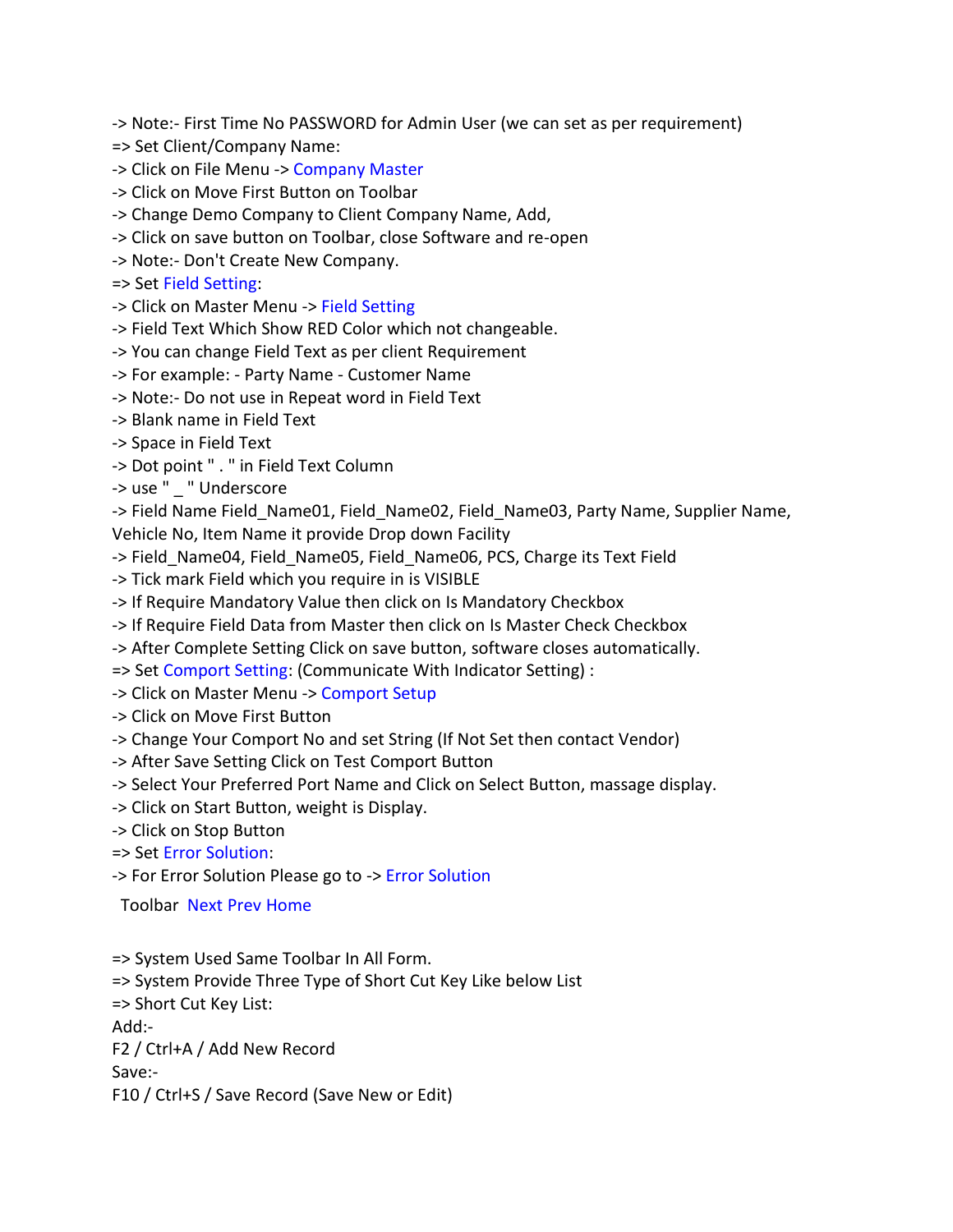-> Note:- First Time No PASSWORD for Admin User (we can set as per requirement)
=> Set Client/Company Name:
-> Click on File Menu -> Company Master
-> Click on Move First Button on Toolbar
-> Change Demo Company to Client Company Name, Add,
-> Click on save button on Toolbar, close Software and re-open
-> Note:- Don't Create New Company.
=> Set Field Setting:
-> Click on Master Menu -> Field Setting
-> Field Text Which Show RED Color which not changeable.
-> You can change Field Text as per client Requirement
-> For example: - Party Name - Customer Name
-> Note:- Do not use in Repeat word in Field Text
-> Blank name in Field Text
-> Space in Field Text
-> Dot point " . " in Field Text Column
-> use " _ " Underscore
-> Field Name Field_Name01, Field_Name02, Field_Name03, Party Name, Supplier Name, Vehicle No, Item Name it provide Drop down Facility
-> Field_Name04, Field_Name05, Field_Name06, PCS, Charge its Text Field
-> Tick mark Field which you require in is VISIBLE
-> If Require Mandatory Value then click on Is Mandatory Checkbox
-> If Require Field Data from Master then click on Is Master Check Checkbox
-> After Complete Setting Click on save button, software closes automatically.
=> Set Comport Setting: (Communicate With Indicator Setting) :
-> Click on Master Menu -> Comport Setup
-> Click on Move First Button
-> Change Your Comport No and set String (If Not Set then contact Vendor)
-> After Save Setting Click on Test Comport Button
-> Select Your Preferred Port Name and Click on Select Button, massage display.
-> Click on Start Button, weight is Display.
-> Click on Stop Button
=> Set Error Solution:
-> For Error Solution Please go to -> Error Solution

Toolbar Next Prev Home

=> System Used Same Toolbar In All Form.
=> System Provide Three Type of Short Cut Key Like below List
=> Short Cut Key List:
Add:-
F2 / Ctrl+A / Add New Record
Save:-
F10 / Ctrl+S / Save Record (Save New or Edit)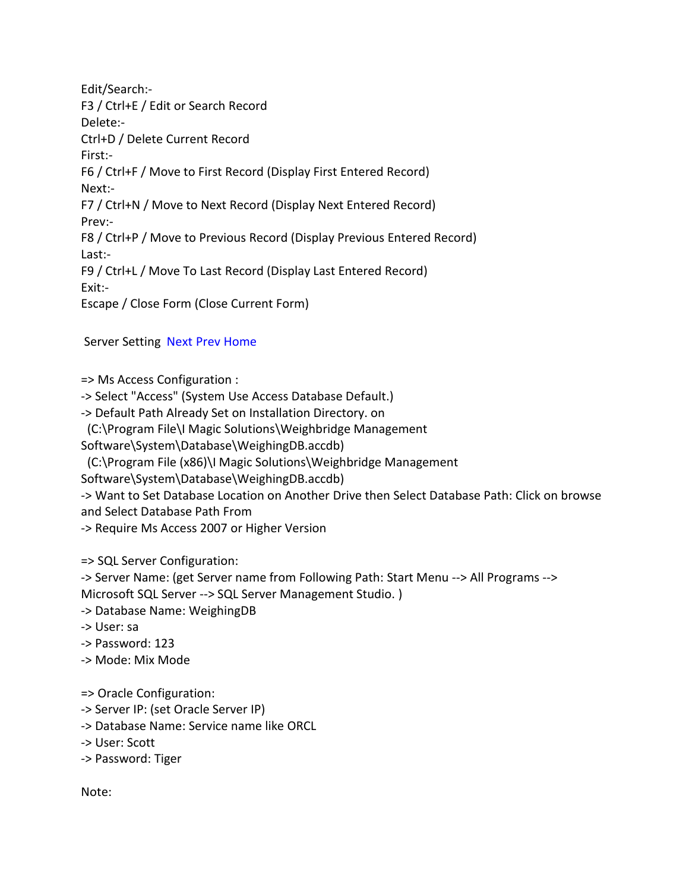Edit/Search:-
F3 / Ctrl+E / Edit or Search Record
Delete:-
Ctrl+D / Delete Current Record
First:-
F6 / Ctrl+F / Move to First Record (Display First Entered Record)
Next:-
F7 / Ctrl+N / Move to Next Record (Display Next Entered Record)
Prev:-
F8 / Ctrl+P / Move to Previous Record (Display Previous Entered Record)
Last:-
F9 / Ctrl+L / Move To Last Record (Display Last Entered Record)
Exit:-
Escape / Close Form (Close Current Form)

Server Setting Next Prev Home

=> Ms Access Configuration :
-> Select "Access" (System Use Access Database Default.)
-> Default Path Already Set on Installation Directory. on
(C:\Program File\I Magic Solutions\Weighbridge Management Software\System\Database\WeighingDB.accdb)
(C:\Program File (x86)\I Magic Solutions\Weighbridge Management Software\System\Database\WeighingDB.accdb)
-> Want to Set Database Location on Another Drive then Select Database Path: Click on browse and Select Database Path From
-> Require Ms Access 2007 or Higher Version

=> SQL Server Configuration:
-> Server Name: (get Server name from Following Path: Start Menu --> All Programs --> Microsoft SQL Server --> SQL Server Management Studio. )
-> Database Name: WeighingDB
-> User: sa
-> Password: 123
-> Mode: Mix Mode

=> Oracle Configuration:
-> Server IP: (set Oracle Server IP)
-> Database Name: Service name like ORCL
-> User: Scott
-> Password: Tiger

Note: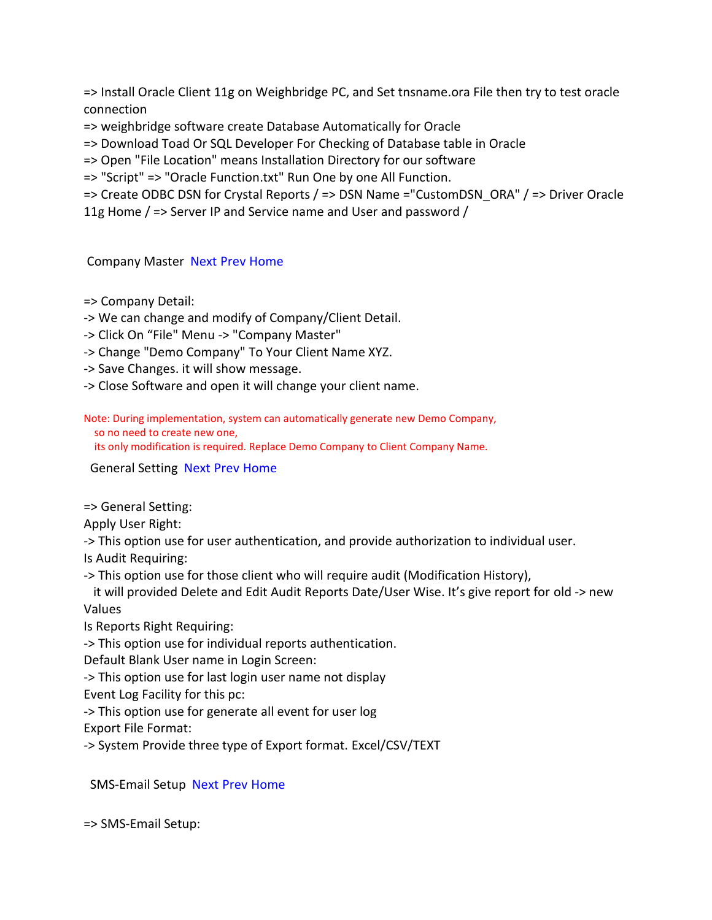=> Install Oracle Client 11g on Weighbridge PC, and Set tnsname.ora File then try to test oracle connection
=> weighbridge software create Database Automatically for Oracle
=> Download Toad Or SQL Developer For Checking of Database table in Oracle
=> Open "File Location" means Installation Directory for our software
=> "Script" => "Oracle Function.txt" Run One by one All Function.
=> Create ODBC DSN for Crystal Reports / => DSN Name ="CustomDSN_ORA" / => Driver Oracle 11g Home / => Server IP and Service name and User and password /

Company Master Next Prev Home

=> Company Detail:
-> We can change and modify of Company/Client Detail.
-> Click On "File" Menu -> "Company Master"
-> Change "Demo Company" To Your Client Name XYZ.
-> Save Changes. it will show message.
-> Close Software and open it will change your client name.

Note: During implementation, system can automatically generate new Demo Company, so no need to create new one, its only modification is required. Replace Demo Company to Client Company Name.

General Setting Next Prev Home

=> General Setting:
Apply User Right:
-> This option use for user authentication, and provide authorization to individual user.
Is Audit Requiring:
-> This option use for those client who will require audit (Modification History), it will provided Delete and Edit Audit Reports Date/User Wise. It's give report for old -> new Values
Is Reports Right Requiring:
-> This option use for individual reports authentication.
Default Blank User name in Login Screen:
-> This option use for last login user name not display
Event Log Facility for this pc:
-> This option use for generate all event for user log
Export File Format:
-> System Provide three type of Export format. Excel/CSV/TEXT

SMS-Email Setup Next Prev Home

=> SMS-Email Setup: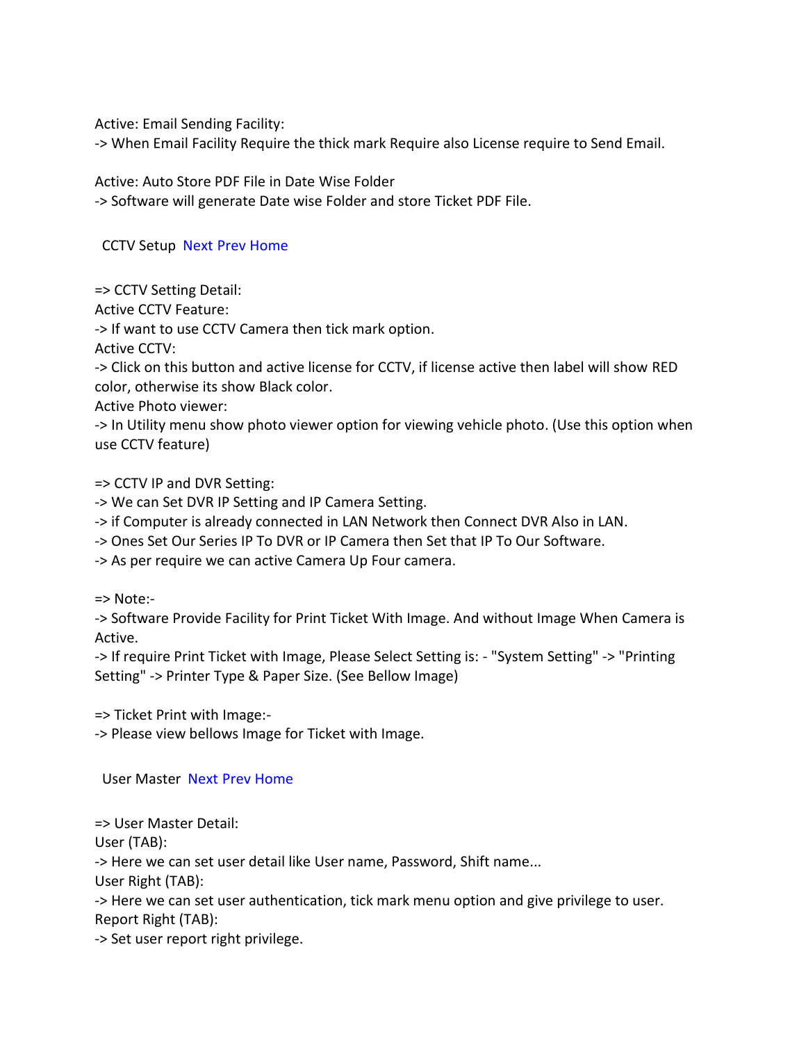Active: Email Sending Facility:
-> When Email Facility Require the thick mark Require also License require to Send Email.

Active: Auto Store PDF File in Date Wise Folder
-> Software will generate Date wise Folder and store Ticket PDF File.

## CCTV Setup  Next Prev Home

=> CCTV Setting Detail:
Active CCTV Feature:
-> If want to use CCTV Camera then tick mark option.
Active CCTV:
-> Click on this button and active license for CCTV, if license active then label will show RED color, otherwise its show Black color.
Active Photo viewer:
-> In Utility menu show photo viewer option for viewing vehicle photo. (Use this option when use CCTV feature)

=> CCTV IP and DVR Setting:
-> We can Set DVR IP Setting and IP Camera Setting.
-> if Computer is already connected in LAN Network then Connect DVR Also in LAN.
-> Ones Set Our Series IP To DVR or IP Camera then Set that IP To Our Software.
-> As per require we can active Camera Up Four camera.

=> Note:-
-> Software Provide Facility for Print Ticket With Image. And without Image When Camera is Active.
-> If require Print Ticket with Image, Please Select Setting is: - "System Setting" -> "Printing Setting" -> Printer Type & Paper Size. (See Bellow Image)

=> Ticket Print with Image:-
-> Please view bellows Image for Ticket with Image.

## User Master  Next Prev Home

=> User Master Detail:
User (TAB):
-> Here we can set user detail like User name, Password, Shift name...
User Right (TAB):
-> Here we can set user authentication, tick mark menu option and give privilege to user.
Report Right (TAB):
-> Set user report right privilege.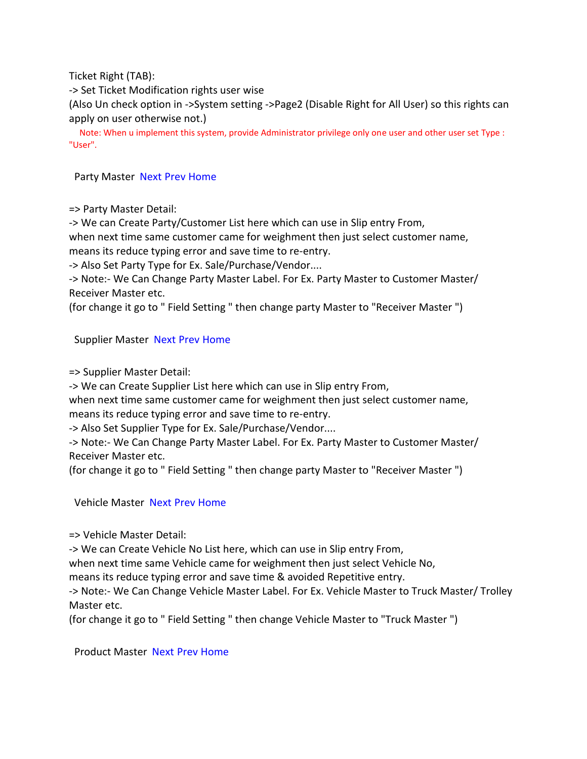Ticket Right (TAB):

-> Set Ticket Modification rights user wise

(Also Un check option in ->System setting ->Page2 (Disable Right for All User) so this rights can apply on user otherwise not.)

Note: When u implement this system, provide Administrator privilege only one user and other user set Type : "User".

Party Master Next Prev Home

=> Party Master Detail:

-> We can Create Party/Customer List here which can use in Slip entry From, when next time same customer came for weighment then just select customer name, means its reduce typing error and save time to re-entry.

-> Also Set Party Type for Ex. Sale/Purchase/Vendor....

-> Note:- We Can Change Party Master Label. For Ex. Party Master to Customer Master/ Receiver Master etc.

(for change it go to " Field Setting " then change party Master to "Receiver Master ")

Supplier Master Next Prev Home

=> Supplier Master Detail:

-> We can Create Supplier List here which can use in Slip entry From, when next time same customer came for weighment then just select customer name, means its reduce typing error and save time to re-entry.

-> Also Set Supplier Type for Ex. Sale/Purchase/Vendor....

-> Note:- We Can Change Party Master Label. For Ex. Party Master to Customer Master/ Receiver Master etc.

(for change it go to " Field Setting " then change party Master to "Receiver Master ")

Vehicle Master Next Prev Home

=> Vehicle Master Detail:

-> We can Create Vehicle No List here, which can use in Slip entry From, when next time same Vehicle came for weighment then just select Vehicle No, means its reduce typing error and save time & avoided Repetitive entry.

-> Note:- We Can Change Vehicle Master Label. For Ex. Vehicle Master to Truck Master/ Trolley Master etc.

(for change it go to " Field Setting " then change Vehicle Master to "Truck Master ")

Product Master Next Prev Home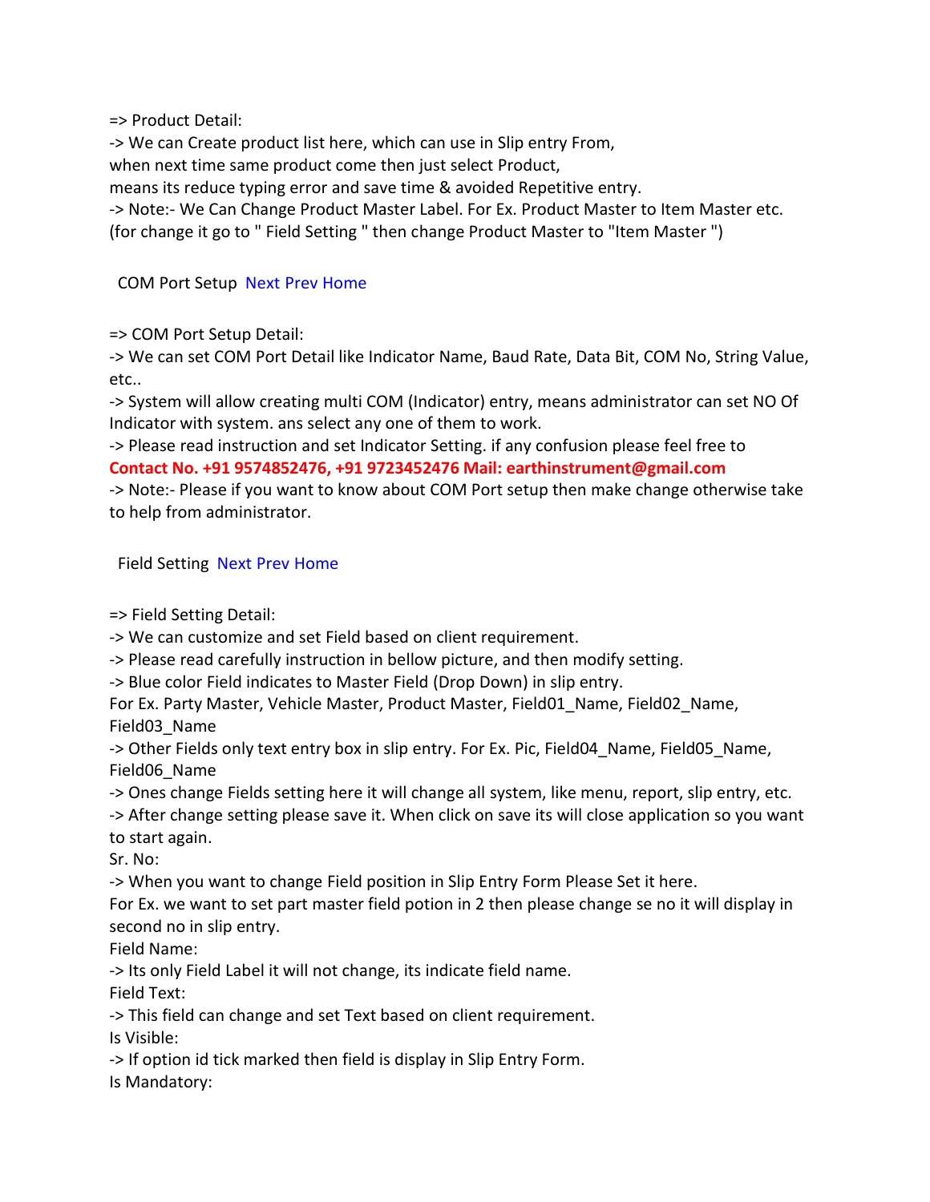=> Product Detail:

-> We can Create product list here, which can use in Slip entry From,
when next time same product come then just select Product,
means its reduce typing error and save time & avoided Repetitive entry.

-> Note:- We Can Change Product Master Label. For Ex. Product Master to Item Master etc.
(for change it go to " Field Setting " then change Product Master to "Item Master ")

COM Port Setup Next Prev Home

=> COM Port Setup Detail:

-> We can set COM Port Detail like Indicator Name, Baud Rate, Data Bit, COM No, String Value, etc..

-> System will allow creating multi COM (Indicator) entry, means administrator can set NO Of Indicator with system. ans select any one of them to work.

-> Please read instruction and set Indicator Setting. if any confusion please feel free to **Contact No. +91 9574852476, +91 9723452476 Mail: earthinstrument@gmail.com**

-> Note:- Please if you want to know about COM Port setup then make change otherwise take to help from administrator.

Field Setting Next Prev Home

=> Field Setting Detail:

-> We can customize and set Field based on client requirement.

-> Please read carefully instruction in bellow picture, and then modify setting.

-> Blue color Field indicates to Master Field (Drop Down) in slip entry.
For Ex. Party Master, Vehicle Master, Product Master, Field01_Name, Field02_Name, Field03_Name

-> Other Fields only text entry box in slip entry. For Ex. Pic, Field04_Name, Field05_Name, Field06_Name

-> Ones change Fields setting here it will change all system, like menu, report, slip entry, etc.

-> After change setting please save it. When click on save its will close application so you want to start again.

Sr. No:

-> When you want to change Field position in Slip Entry Form Please Set it here.
For Ex. we want to set part master field potion in 2 then please change se no it will display in second no in slip entry.

Field Name:

-> Its only Field Label it will not change, its indicate field name.

Field Text:

-> This field can change and set Text based on client requirement.

Is Visible:

-> If option id tick marked then field is display in Slip Entry Form.

Is Mandatory: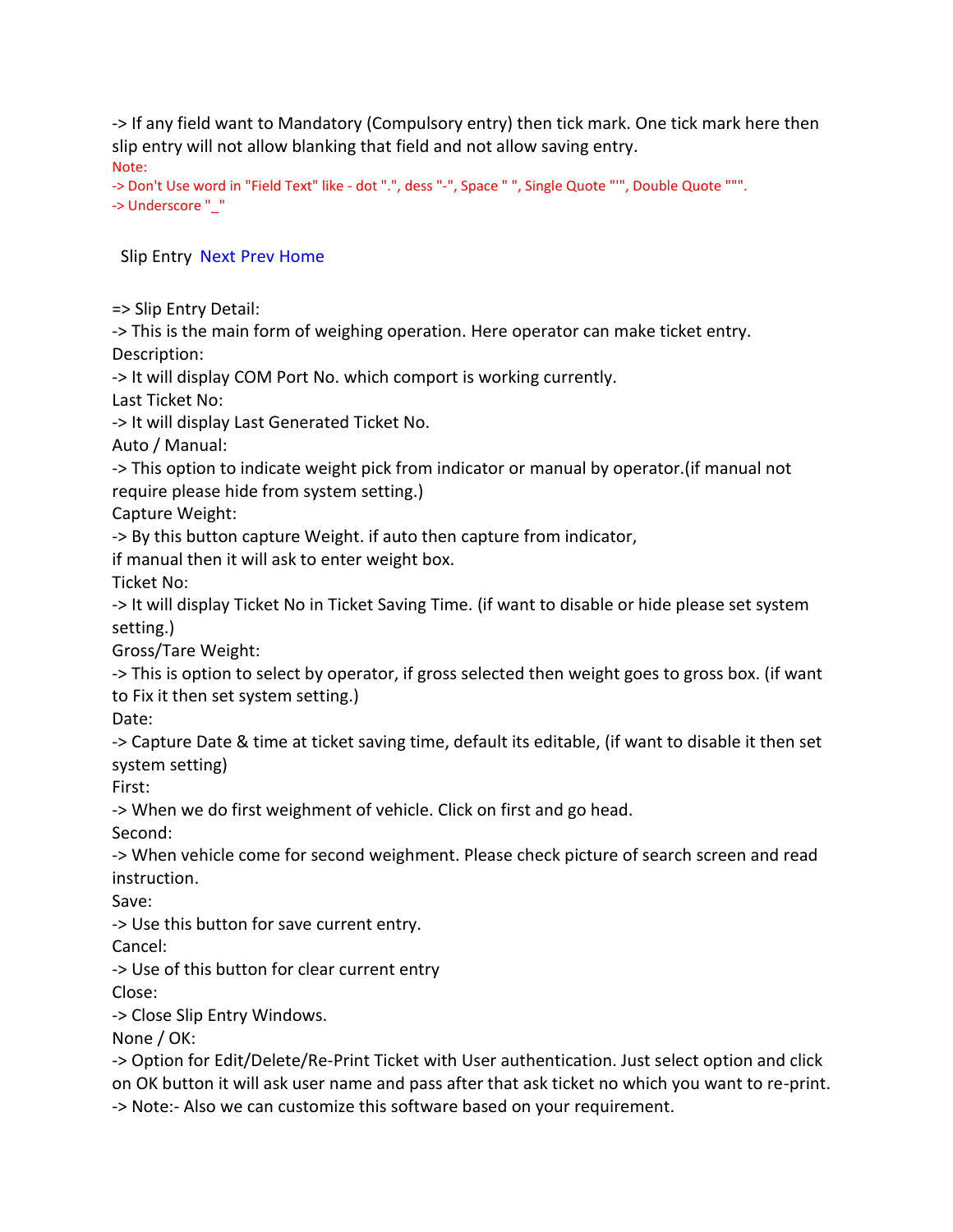-> If any field want to Mandatory (Compulsory entry) then tick mark. One tick mark here then slip entry will not allow blanking that field and not allow saving entry.

Note:

-> Don't Use word in "Field Text" like - dot ".", dess "-", Space " ", Single Quote "'", Double Quote """.

-> Underscore "_"

Slip Entry Next Prev Home

=> Slip Entry Detail:

-> This is the main form of weighing operation. Here operator can make ticket entry.

Description:

-> It will display COM Port No. which comport is working currently.

Last Ticket No:

-> It will display Last Generated Ticket No.

Auto / Manual:

-> This option to indicate weight pick from indicator or manual by operator.(if manual not require please hide from system setting.)

Capture Weight:

-> By this button capture Weight. if auto then capture from indicator,
if manual then it will ask to enter weight box.

Ticket No:

-> It will display Ticket No in Ticket Saving Time. (if want to disable or hide please set system setting.)

Gross/Tare Weight:

-> This is option to select by operator, if gross selected then weight goes to gross box. (if want to Fix it then set system setting.)

Date:

-> Capture Date & time at ticket saving time, default its editable, (if want to disable it then set system setting)

First:

-> When we do first weighment of vehicle. Click on first and go head.

Second:

-> When vehicle come for second weighment. Please check picture of search screen and read instruction.

Save:

-> Use this button for save current entry.

Cancel:

-> Use of this button for clear current entry

Close:

-> Close Slip Entry Windows.

None / OK:

-> Option for Edit/Delete/Re-Print Ticket with User authentication. Just select option and click on OK button it will ask user name and pass after that ask ticket no which you want to re-print.

-> Note:- Also we can customize this software based on your requirement.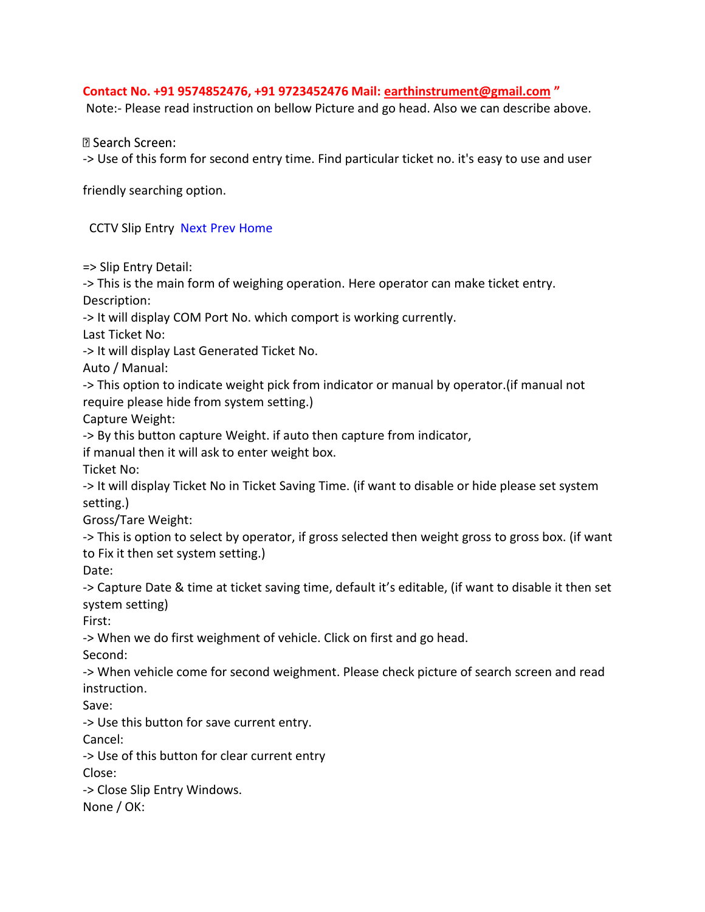**Contact No. +91 9574852476, +91 9723452476 Mail: earthinstrument@gmail.com "**

Note:- Please read instruction on bellow Picture and go head. Also we can describe above.

 Search Screen:

-> Use of this form for second entry time. Find particular ticket no. it's easy to use and user

friendly searching option.

CCTV Slip Entry Next Prev Home

=> Slip Entry Detail:

-> This is the main form of weighing operation. Here operator can make ticket entry.

Description:

-> It will display COM Port No. which comport is working currently.

Last Ticket No:

-> It will display Last Generated Ticket No.

Auto / Manual:

-> This option to indicate weight pick from indicator or manual by operator.(if manual not require please hide from system setting.)

Capture Weight:

-> By this button capture Weight. if auto then capture from indicator,
if manual then it will ask to enter weight box.

Ticket No:

-> It will display Ticket No in Ticket Saving Time. (if want to disable or hide please set system setting.)

Gross/Tare Weight:

-> This is option to select by operator, if gross selected then weight gross to gross box. (if want to Fix it then set system setting.)

Date:

-> Capture Date & time at ticket saving time, default it's editable, (if want to disable it then set system setting)

First:

-> When we do first weighment of vehicle. Click on first and go head.

Second:

-> When vehicle come for second weighment. Please check picture of search screen and read instruction.

Save:

-> Use this button for save current entry.

Cancel:

-> Use of this button for clear current entry

Close:

-> Close Slip Entry Windows.

None / OK: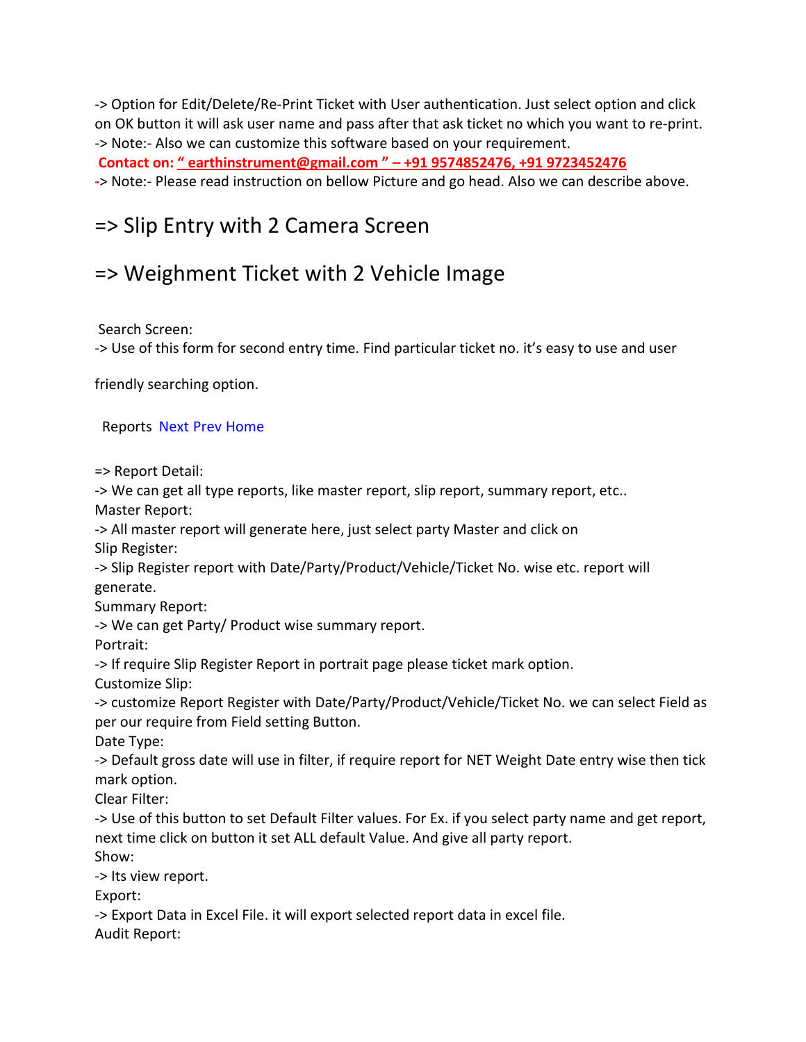-> Option for Edit/Delete/Re-Print Ticket with User authentication. Just select option and click on OK button it will ask user name and pass after that ask ticket no which you want to re-print.
-> Note:- Also we can customize this software based on your requirement.

**Contact on: " earthinstrument@gmail.com " – +91 9574852476, +91 9723452476**

-> Note:- Please read instruction on bellow Picture and go head. Also we can describe above.

## => Slip Entry with 2 Camera Screen

## => Weighment Ticket with 2 Vehicle Image

Search Screen:
-> Use of this form for second entry time. Find particular ticket no. it's easy to use and user

friendly searching option.

Reports Next Prev Home

=> Report Detail:
-> We can get all type reports, like master report, slip report, summary report, etc..
Master Report:
-> All master report will generate here, just select party Master and click on
Slip Register:
-> Slip Register report with Date/Party/Product/Vehicle/Ticket No. wise etc. report will generate.
Summary Report:
-> We can get Party/ Product wise summary report.
Portrait:
-> If require Slip Register Report in portrait page please ticket mark option.
Customize Slip:
-> customize Report Register with Date/Party/Product/Vehicle/Ticket No. we can select Field as per our require from Field setting Button.
Date Type:
-> Default gross date will use in filter, if require report for NET Weight Date entry wise then tick mark option.
Clear Filter:
-> Use of this button to set Default Filter values. For Ex. if you select party name and get report, next time click on button it set ALL default Value. And give all party report.
Show:
-> Its view report.
Export:
-> Export Data in Excel File. it will export selected report data in excel file.
Audit Report: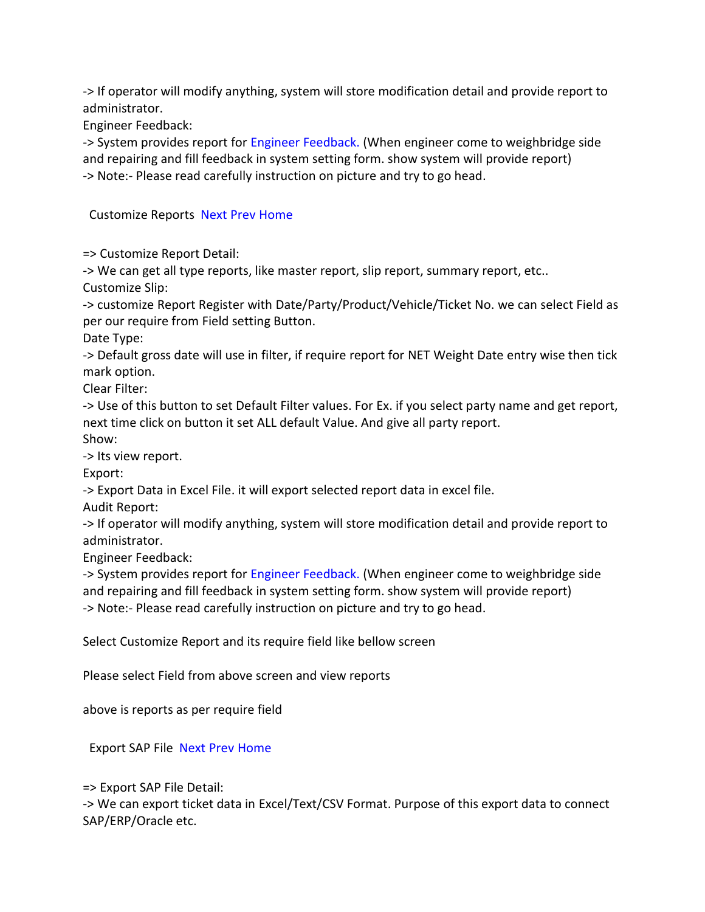-> If operator will modify anything, system will store modification detail and provide report to administrator.

Engineer Feedback:

-> System provides report for Engineer Feedback. (When engineer come to weighbridge side and repairing and fill feedback in system setting form. show system will provide report)

-> Note:- Please read carefully instruction on picture and try to go head.

Customize Reports Next Prev Home

=> Customize Report Detail:

-> We can get all type reports, like master report, slip report, summary report, etc..

Customize Slip:

-> customize Report Register with Date/Party/Product/Vehicle/Ticket No. we can select Field as per our require from Field setting Button.

Date Type:

-> Default gross date will use in filter, if require report for NET Weight Date entry wise then tick mark option.

Clear Filter:

-> Use of this button to set Default Filter values. For Ex. if you select party name and get report, next time click on button it set ALL default Value. And give all party report.

Show:

-> Its view report.

Export:

-> Export Data in Excel File. it will export selected report data in excel file.

Audit Report:

-> If operator will modify anything, system will store modification detail and provide report to administrator.

Engineer Feedback:

-> System provides report for Engineer Feedback. (When engineer come to weighbridge side and repairing and fill feedback in system setting form. show system will provide report)

-> Note:- Please read carefully instruction on picture and try to go head.

Select Customize Report and its require field like bellow screen

Please select Field from above screen and view reports

above is reports as per require field

Export SAP File Next Prev Home

=> Export SAP File Detail:

-> We can export ticket data in Excel/Text/CSV Format. Purpose of this export data to connect SAP/ERP/Oracle etc.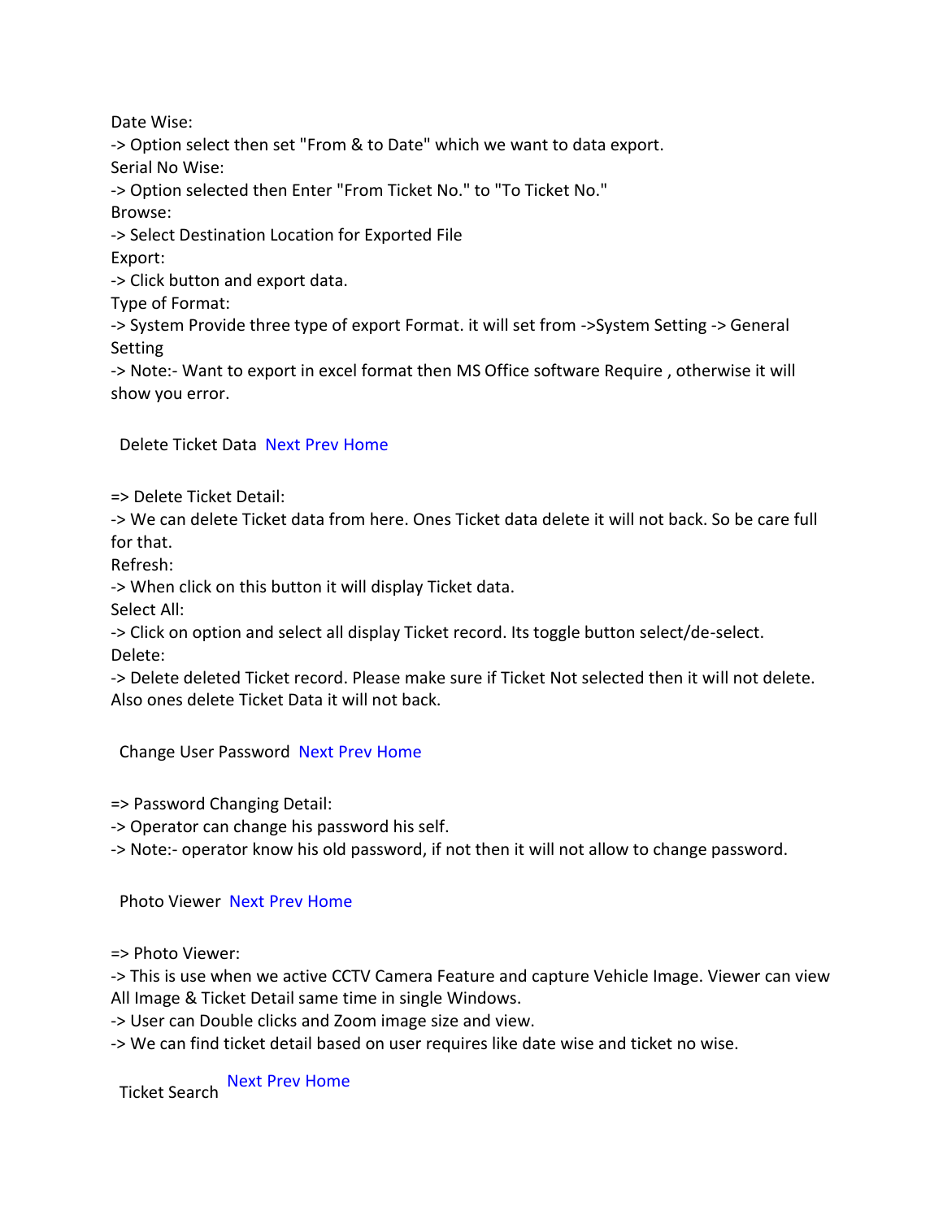Date Wise:

-> Option select then set "From & to Date" which we want to data export.

Serial No Wise:

-> Option selected then Enter "From Ticket No." to "To Ticket No."

Browse:

-> Select Destination Location for Exported File

Export:

-> Click button and export data.

Type of Format:

-> System Provide three type of export Format. it will set from ->System Setting -> General Setting

-> Note:- Want to export in excel format then MS Office software Require , otherwise it will show you error.

## Delete Ticket Data Next Prev Home

=> Delete Ticket Detail:

-> We can delete Ticket data from here. Ones Ticket data delete it will not back. So be care full for that.

Refresh:

-> When click on this button it will display Ticket data.

Select All:

-> Click on option and select all display Ticket record. Its toggle button select/de-select.

Delete:

-> Delete deleted Ticket record. Please make sure if Ticket Not selected then it will not delete. Also ones delete Ticket Data it will not back.

## Change User Password Next Prev Home

=> Password Changing Detail:

-> Operator can change his password his self.

-> Note:- operator know his old password, if not then it will not allow to change password.

## Photo Viewer Next Prev Home

=> Photo Viewer:

-> This is use when we active CCTV Camera Feature and capture Vehicle Image. Viewer can view All Image & Ticket Detail same time in single Windows.

-> User can Double clicks and Zoom image size and view.

-> We can find ticket detail based on user requires like date wise and ticket no wise.

## Ticket Search Next Prev Home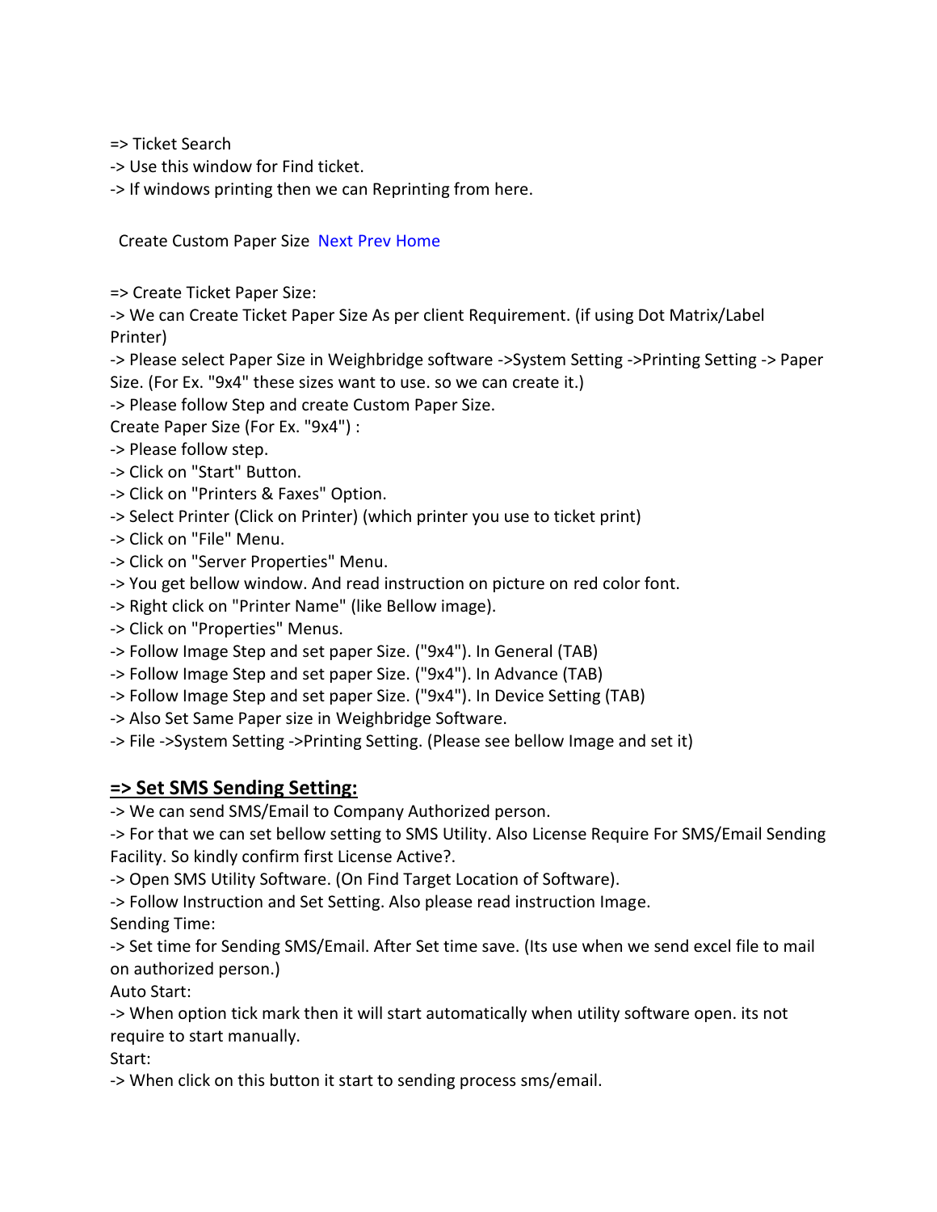=> Ticket Search
-> Use this window for Find ticket.
-> If windows printing then we can Reprinting from here.

Create Custom Paper Size  Next Prev Home

=> Create Ticket Paper Size:
-> We can Create Ticket Paper Size As per client Requirement. (if using Dot Matrix/Label Printer)
-> Please select Paper Size in Weighbridge software ->System Setting ->Printing Setting -> Paper Size. (For Ex. "9x4" these sizes want to use. so we can create it.)
-> Please follow Step and create Custom Paper Size.
Create Paper Size (For Ex. "9x4") :
-> Please follow step.
-> Click on "Start" Button.
-> Click on "Printers & Faxes" Option.
-> Select Printer (Click on Printer) (which printer you use to ticket print)
-> Click on "File" Menu.
-> Click on "Server Properties" Menu.
-> You get bellow window. And read instruction on picture on red color font.
-> Right click on "Printer Name" (like Bellow image).
-> Click on "Properties" Menus.
-> Follow Image Step and set paper Size. ("9x4"). In General (TAB)
-> Follow Image Step and set paper Size. ("9x4"). In Advance (TAB)
-> Follow Image Step and set paper Size. ("9x4"). In Device Setting (TAB)
-> Also Set Same Paper size in Weighbridge Software.
-> File ->System Setting ->Printing Setting. (Please see bellow Image and set it)

## => Set SMS Sending Setting:

-> We can send SMS/Email to Company Authorized person.
-> For that we can set bellow setting to SMS Utility. Also License Require For SMS/Email Sending Facility. So kindly confirm first License Active?.
-> Open SMS Utility Software. (On Find Target Location of Software).
-> Follow Instruction and Set Setting. Also please read instruction Image.
Sending Time:
-> Set time for Sending SMS/Email. After Set time save. (Its use when we send excel file to mail on authorized person.)
Auto Start:
-> When option tick mark then it will start automatically when utility software open. its not require to start manually.
Start:
-> When click on this button it start to sending process sms/email.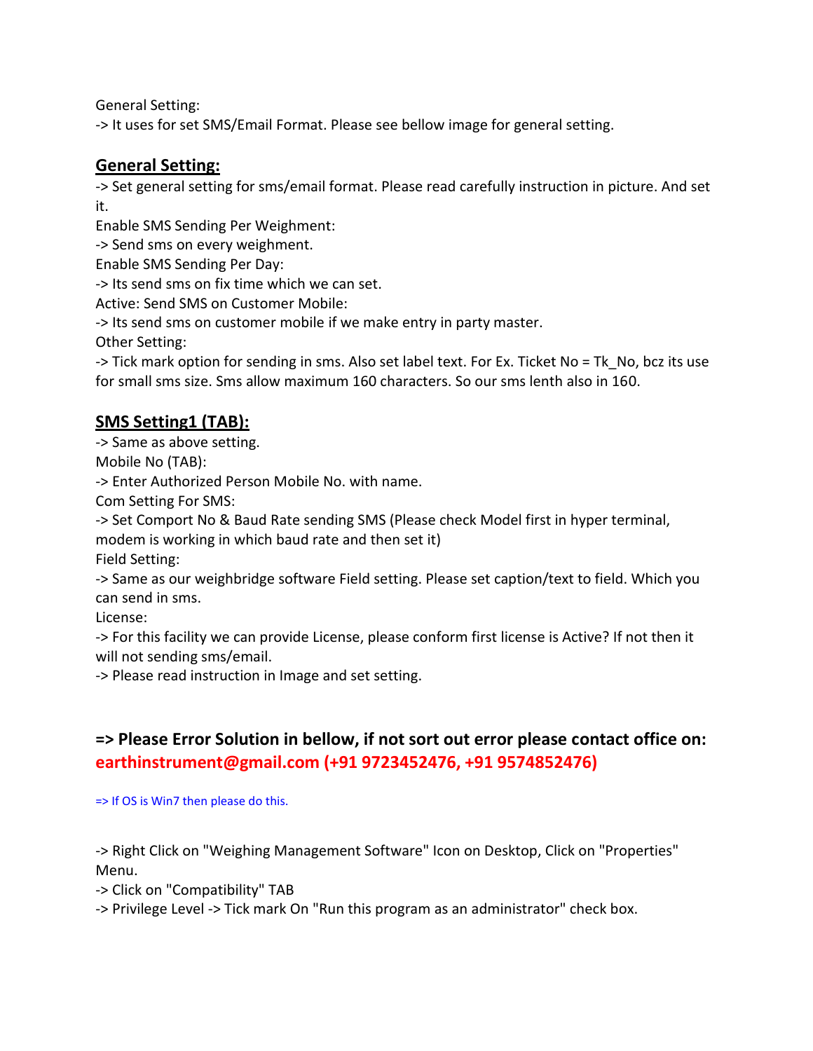General Setting:
-> It uses for set SMS/Email Format. Please see bellow image for general setting.

## <u>General Setting:</u>

-> Set general setting for sms/email format. Please read carefully instruction in picture. And set it.
Enable SMS Sending Per Weighment:
-> Send sms on every weighment.
Enable SMS Sending Per Day:
-> Its send sms on fix time which we can set.
Active: Send SMS on Customer Mobile:
-> Its send sms on customer mobile if we make entry in party master.
Other Setting:
-> Tick mark option for sending in sms. Also set label text. For Ex. Ticket No = Tk_No, bcz its use for small sms size. Sms allow maximum 160 characters. So our sms lenth also in 160.

## <u>SMS Setting1 (TAB):</u>

-> Same as above setting.
Mobile No (TAB):
-> Enter Authorized Person Mobile No. with name.
Com Setting For SMS:
-> Set Comport No & Baud Rate sending SMS (Please check Model first in hyper terminal, modem is working in which baud rate and then set it)
Field Setting:
-> Same as our weighbridge software Field setting. Please set caption/text to field. Which you can send in sms.
License:
-> For this facility we can provide License, please conform first license is Active? If not then it will not sending sms/email.
-> Please read instruction in Image and set setting.

### => Please Error Solution in bellow, if not sort out error please contact office on: earthinstrument@gmail.com (+91 9723452476, +91 9574852476)

=> If OS is Win7 then please do this.

-> Right Click on "Weighing Management Software" Icon on Desktop, Click on "Properties" Menu.
-> Click on "Compatibility" TAB
-> Privilege Level -> Tick mark On "Run this program as an administrator" check box.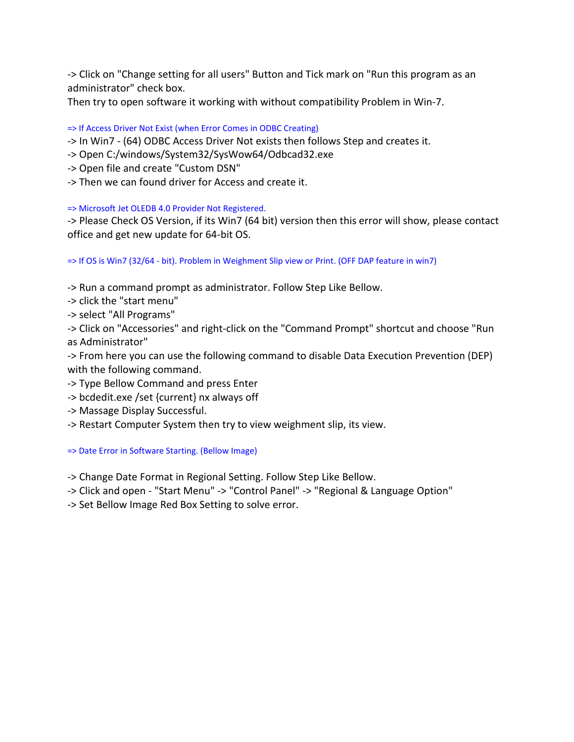-> Click on "Change setting for all users" Button and Tick mark on "Run this program as an administrator" check box.
Then try to open software it working with without compatibility Problem in Win-7.

=> If Access Driver Not Exist (when Error Comes in ODBC Creating)

-> In Win7 - (64) ODBC Access Driver Not exists then follows Step and creates it.
-> Open C:/windows/System32/SysWow64/Odbcad32.exe
-> Open file and create "Custom DSN"
-> Then we can found driver for Access and create it.

=> Microsoft Jet OLEDB 4.0 Provider Not Registered.

-> Please Check OS Version, if its Win7 (64 bit) version then this error will show, please contact office and get new update for 64-bit OS.

=> If OS is Win7 (32/64 - bit). Problem in Weighment Slip view or Print. (OFF DAP feature in win7)

-> Run a command prompt as administrator. Follow Step Like Bellow.
-> click the "start menu"
-> select "All Programs"
-> Click on "Accessories" and right-click on the "Command Prompt" shortcut and choose "Run as Administrator"
-> From here you can use the following command to disable Data Execution Prevention (DEP) with the following command.
-> Type Bellow Command and press Enter
-> bcdedit.exe /set {current} nx always off
-> Massage Display Successful.
-> Restart Computer System then try to view weighment slip, its view.

=> Date Error in Software Starting. (Bellow Image)

-> Change Date Format in Regional Setting. Follow Step Like Bellow.
-> Click and open - "Start Menu" -> "Control Panel" -> "Regional & Language Option"
-> Set Bellow Image Red Box Setting to solve error.